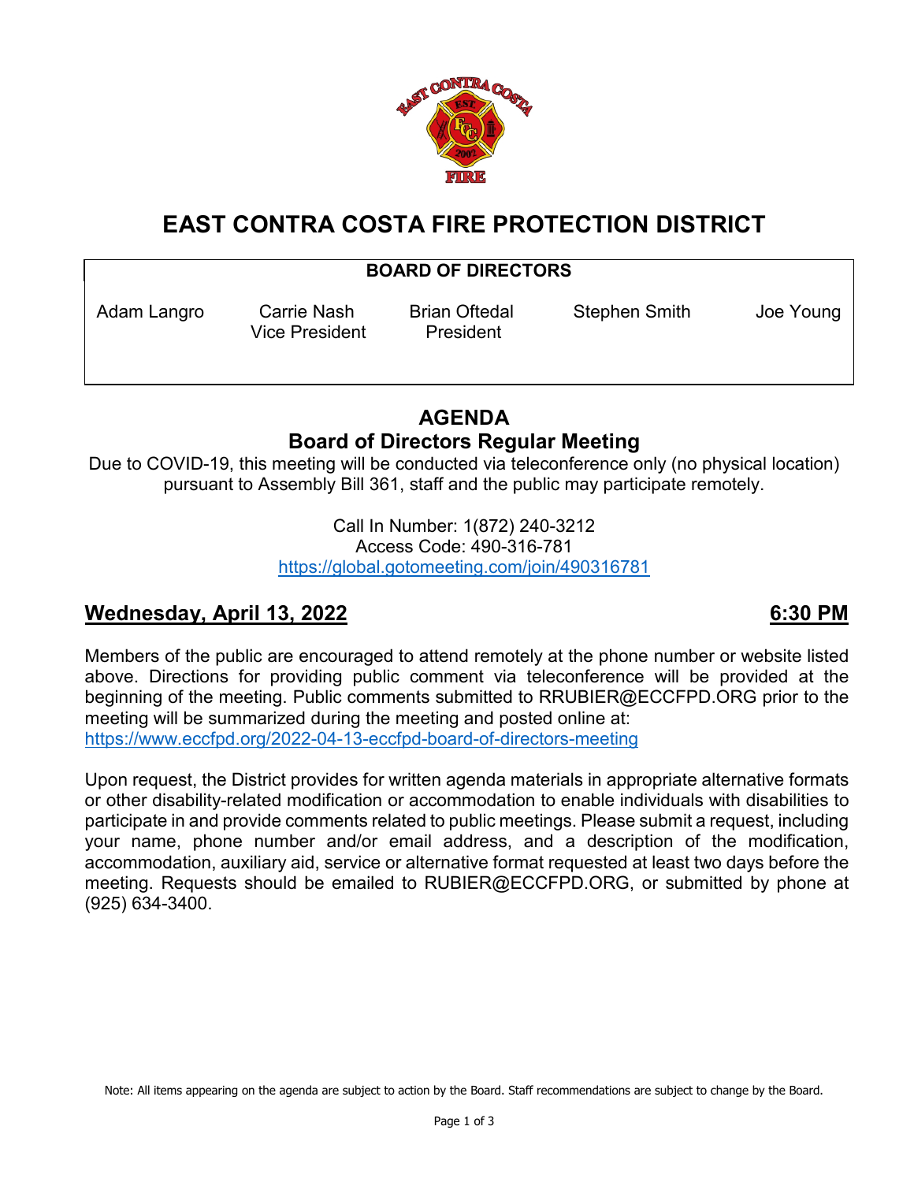# EAST CONTRA COSTA FIRE PROTECTION DISTRICT

| BOARD OF DIRECTORS | | | | |
|---|---|---|---|---|
| Adam Langro | Carrie Nash<br>Vice President | Brian Oftedal<br>President | Stephen Smith | Joe Young |

## AGENDA
## Board of Directors Regular Meeting

Due to COVID-19, this meeting will be conducted via teleconference only (no physical location) pursuant to Assembly Bill 361, staff and the public may participate remotely.

Call In Number: 1(872) 240-3212
Access Code: 490-316-781
https://global.gotomeeting.com/join/490316781

**Wednesday, April 13, 2022** **6:30 PM**

Members of the public are encouraged to attend remotely at the phone number or website listed above. Directions for providing public comment via teleconference will be provided at the beginning of the meeting. Public comments submitted to RRUBIER@ECCFPD.ORG prior to the meeting will be summarized during the meeting and posted online at: https://www.eccfpd.org/2022-04-13-eccfpd-board-of-directors-meeting

Upon request, the District provides for written agenda materials in appropriate alternative formats or other disability-related modification or accommodation to enable individuals with disabilities to participate in and provide comments related to public meetings. Please submit a request, including your name, phone number and/or email address, and a description of the modification, accommodation, auxiliary aid, service or alternative format requested at least two days before the meeting. Requests should be emailed to RUBIER@ECCFPD.ORG, or submitted by phone at (925) 634-3400.

Note: All items appearing on the agenda are subject to action by the Board. Staff recommendations are subject to change by the Board.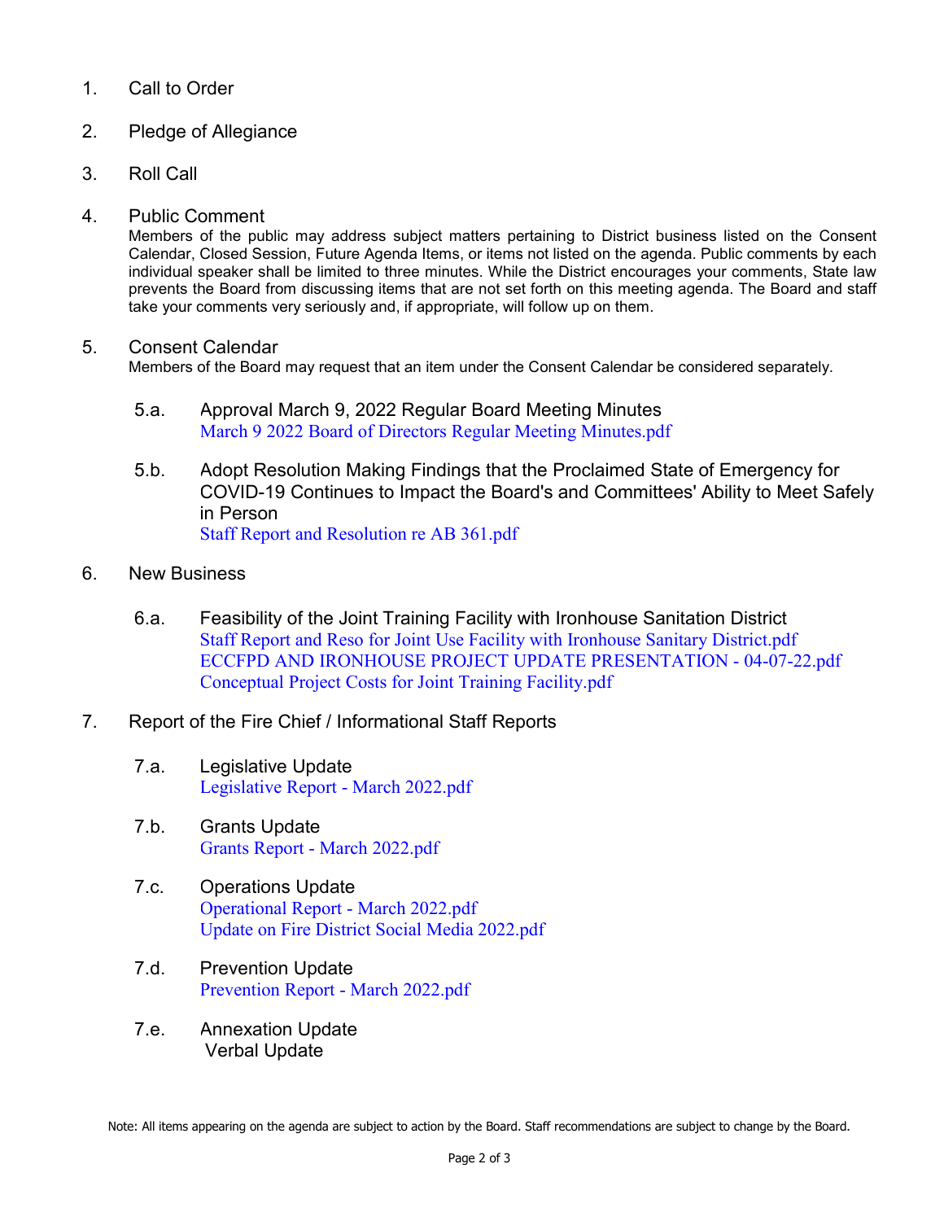1. Call to Order

2. Pledge of Allegiance

3. Roll Call

4. Public Comment
   Members of the public may address subject matters pertaining to District business listed on the Consent Calendar, Closed Session, Future Agenda Items, or items not listed on the agenda. Public comments by each individual speaker shall be limited to three minutes. While the District encourages your comments, State law prevents the Board from discussing items that are not set forth on this meeting agenda. The Board and staff take your comments very seriously and, if appropriate, will follow up on them.

5. Consent Calendar
   Members of the Board may request that an item under the Consent Calendar be considered separately.

   5.a. Approval March 9, 2022 Regular Board Meeting Minutes
   March 9 2022 Board of Directors Regular Meeting Minutes.pdf

   5.b. Adopt Resolution Making Findings that the Proclaimed State of Emergency for COVID-19 Continues to Impact the Board's and Committees' Ability to Meet Safely in Person
   Staff Report and Resolution re AB 361.pdf

6. New Business

   6.a. Feasibility of the Joint Training Facility with Ironhouse Sanitation District
   Staff Report and Reso for Joint Use Facility with Ironhouse Sanitary District.pdf
   ECCFPD AND IRONHOUSE PROJECT UPDATE PRESENTATION - 04-07-22.pdf
   Conceptual Project Costs for Joint Training Facility.pdf

7. Report of the Fire Chief / Informational Staff Reports

   7.a. Legislative Update
   Legislative Report - March 2022.pdf

   7.b. Grants Update
   Grants Report - March 2022.pdf

   7.c. Operations Update
   Operational Report - March 2022.pdf
   Update on Fire District Social Media 2022.pdf

   7.d. Prevention Update
   Prevention Report - March 2022.pdf

   7.e. Annexation Update
   Verbal Update

Note: All items appearing on the agenda are subject to action by the Board. Staff recommendations are subject to change by the Board.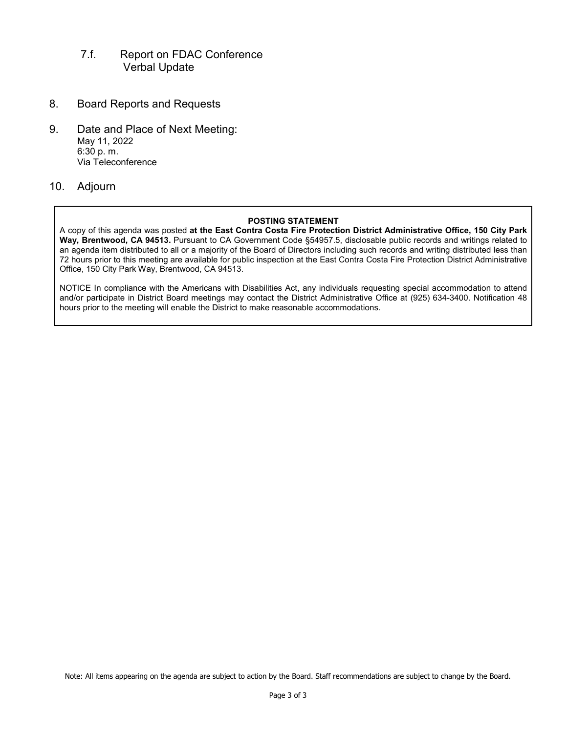7.f. Report on FDAC Conference
Verbal Update

8. Board Reports and Requests

9. Date and Place of Next Meeting:
May 11, 2022
6:30 p. m.
Via Teleconference

10. Adjourn

**POSTING STATEMENT**

A copy of this agenda was posted **at the East Contra Costa Fire Protection District Administrative Office, 150 City Park Way, Brentwood, CA 94513.** Pursuant to CA Government Code §54957.5, disclosable public records and writings related to an agenda item distributed to all or a majority of the Board of Directors including such records and writing distributed less than 72 hours prior to this meeting are available for public inspection at the East Contra Costa Fire Protection District Administrative Office, 150 City Park Way, Brentwood, CA 94513.

NOTICE In compliance with the Americans with Disabilities Act, any individuals requesting special accommodation to attend and/or participate in District Board meetings may contact the District Administrative Office at (925) 634-3400. Notification 48 hours prior to the meeting will enable the District to make reasonable accommodations.

Note: All items appearing on the agenda are subject to action by the Board. Staff recommendations are subject to change by the Board.